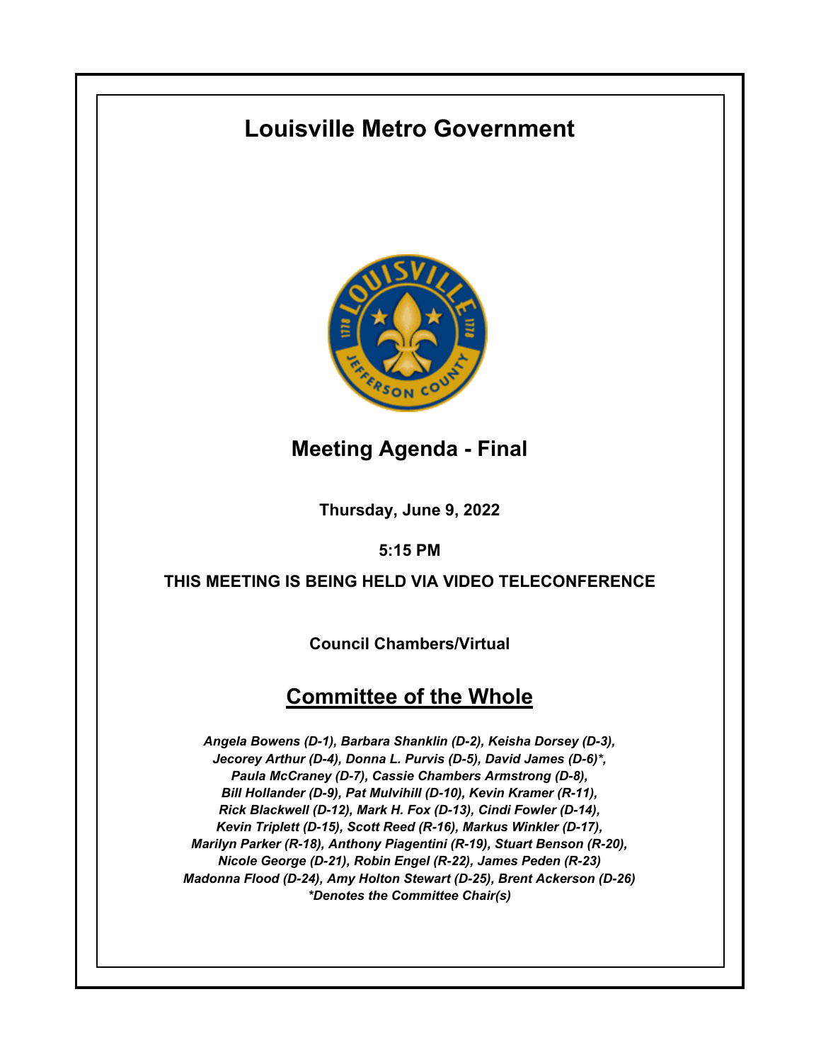# Louisville Metro Government

## Meeting Agenda - Final

**Thursday, June 9, 2022**

**5:15 PM**

**THIS MEETING IS BEING HELD VIA VIDEO TELECONFERENCE**

**Council Chambers/Virtual**

## Committee of the Whole

***Angela Bowens (D-1), Barbara Shanklin (D-2), Keisha Dorsey (D-3), Jecorey Arthur (D-4), Donna L. Purvis (D-5), David James (D-6)*, Paula McCraney (D-7), Cassie Chambers Armstrong (D-8), Bill Hollander (D-9), Pat Mulvihill (D-10), Kevin Kramer (R-11), Rick Blackwell (D-12), Mark H. Fox (D-13), Cindi Fowler (D-14), Kevin Triplett (D-15), Scott Reed (R-16), Markus Winkler (D-17), Marilyn Parker (R-18), Anthony Piagentini (R-19), Stuart Benson (R-20), Nicole George (D-21), Robin Engel (R-22), James Peden (R-23) Madonna Flood (D-24), Amy Holton Stewart (D-25), Brent Ackerson (D-26)***

****Denotes the Committee Chair(s)***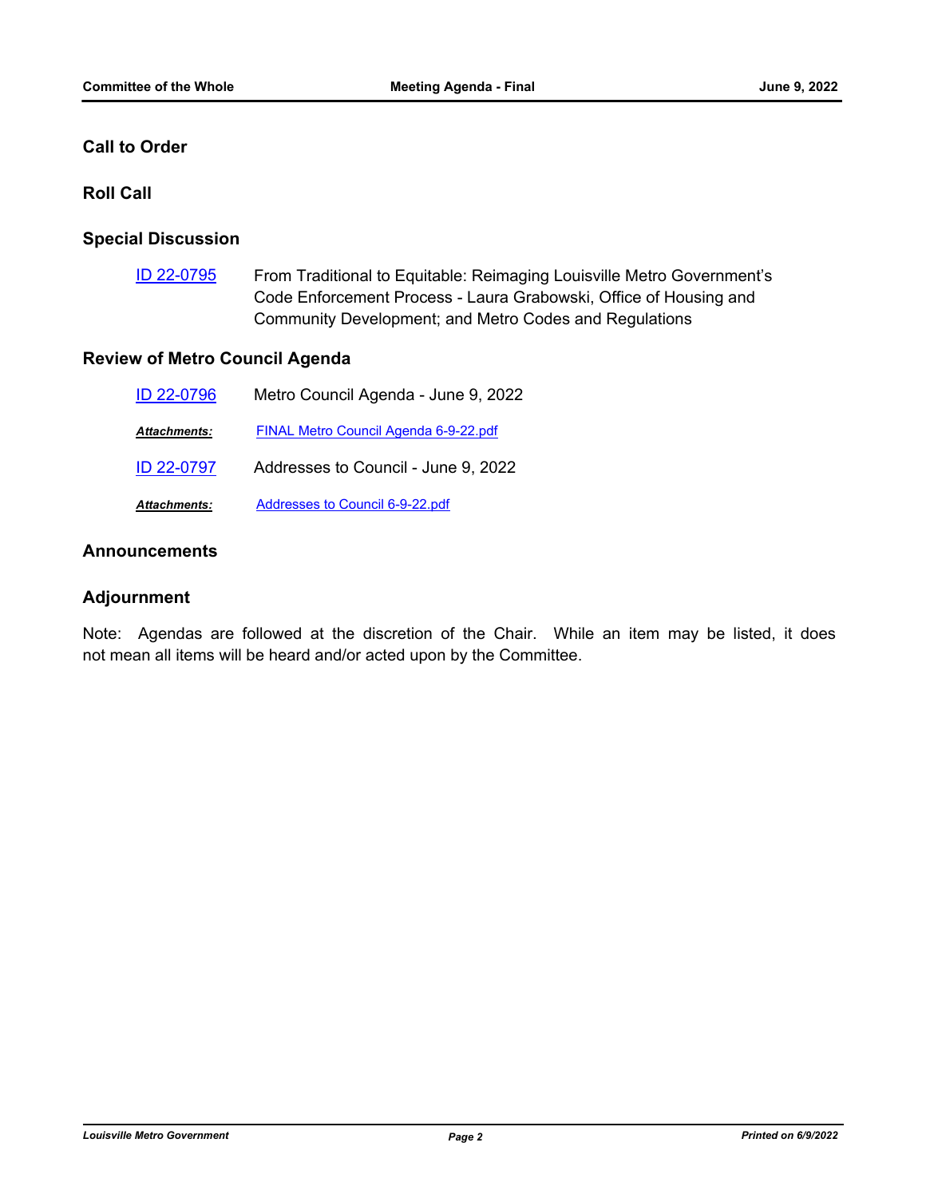## Call to Order

## Roll Call

## Special Discussion

ID 22-0795 — From Traditional to Equitable: Reimaging Louisville Metro Government's Code Enforcement Process - Laura Grabowski, Office of Housing and Community Development; and Metro Codes and Regulations

## Review of Metro Council Agenda

ID 22-0796 — Metro Council Agenda - June 9, 2022

***Attachments:*** FINAL Metro Council Agenda 6-9-22.pdf

ID 22-0797 — Addresses to Council - June 9, 2022

***Attachments:*** Addresses to Council 6-9-22.pdf

## Announcements

## Adjournment

Note: Agendas are followed at the discretion of the Chair. While an item may be listed, it does not mean all items will be heard and/or acted upon by the Committee.